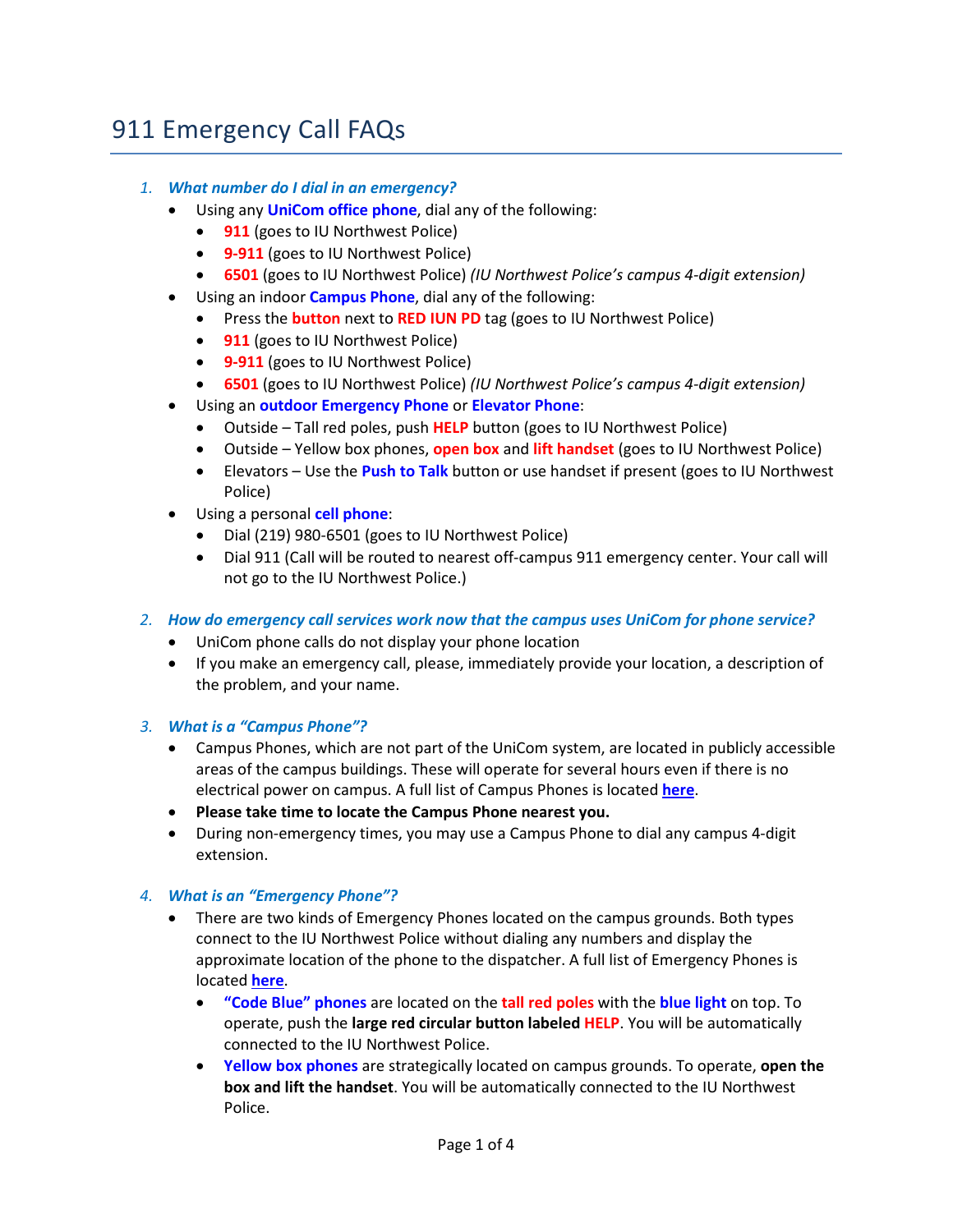# 911 Emergency Call FAQs

1. ***What number do I dial in an emergency?***
   - Using any **UniCom office phone**, dial any of the following:
     - **911** (goes to IU Northwest Police)
     - **9-911** (goes to IU Northwest Police)
     - **6501** (goes to IU Northwest Police) *(IU Northwest Police's campus 4-digit extension)*
   - Using an indoor **Campus Phone**, dial any of the following:
     - Press the **button** next to **RED IUN PD** tag (goes to IU Northwest Police)
     - **911** (goes to IU Northwest Police)
     - **9-911** (goes to IU Northwest Police)
     - **6501** (goes to IU Northwest Police) *(IU Northwest Police's campus 4-digit extension)*
   - Using an **outdoor Emergency Phone** or **Elevator Phone**:
     - Outside – Tall red poles, push **HELP** button (goes to IU Northwest Police)
     - Outside – Yellow box phones, **open box** and **lift handset** (goes to IU Northwest Police)
     - Elevators – Use the **Push to Talk** button or use handset if present (goes to IU Northwest Police)
   - Using a personal **cell phone**:
     - Dial (219) 980-6501 (goes to IU Northwest Police)
     - Dial 911 (Call will be routed to nearest off-campus 911 emergency center. Your call will not go to the IU Northwest Police.)

2. ***How do emergency call services work now that the campus uses UniCom for phone service?***
   - UniCom phone calls do not display your phone location
   - If you make an emergency call, please, immediately provide your location, a description of the problem, and your name.

3. ***What is a "Campus Phone"?***
   - Campus Phones, which are not part of the UniCom system, are located in publicly accessible areas of the campus buildings. These will operate for several hours even if there is no electrical power on campus. A full list of Campus Phones is located **here**.
   - **Please take time to locate the Campus Phone nearest you.**
   - During non-emergency times, you may use a Campus Phone to dial any campus 4-digit extension.

4. ***What is an "Emergency Phone"?***
   - There are two kinds of Emergency Phones located on the campus grounds. Both types connect to the IU Northwest Police without dialing any numbers and display the approximate location of the phone to the dispatcher. A full list of Emergency Phones is located **here**.
     - **"Code Blue" phones** are located on the **tall red poles** with the **blue light** on top. To operate, push the **large red circular button labeled HELP**. You will be automatically connected to the IU Northwest Police.
     - **Yellow box phones** are strategically located on campus grounds. To operate, **open the box and lift the handset**. You will be automatically connected to the IU Northwest Police.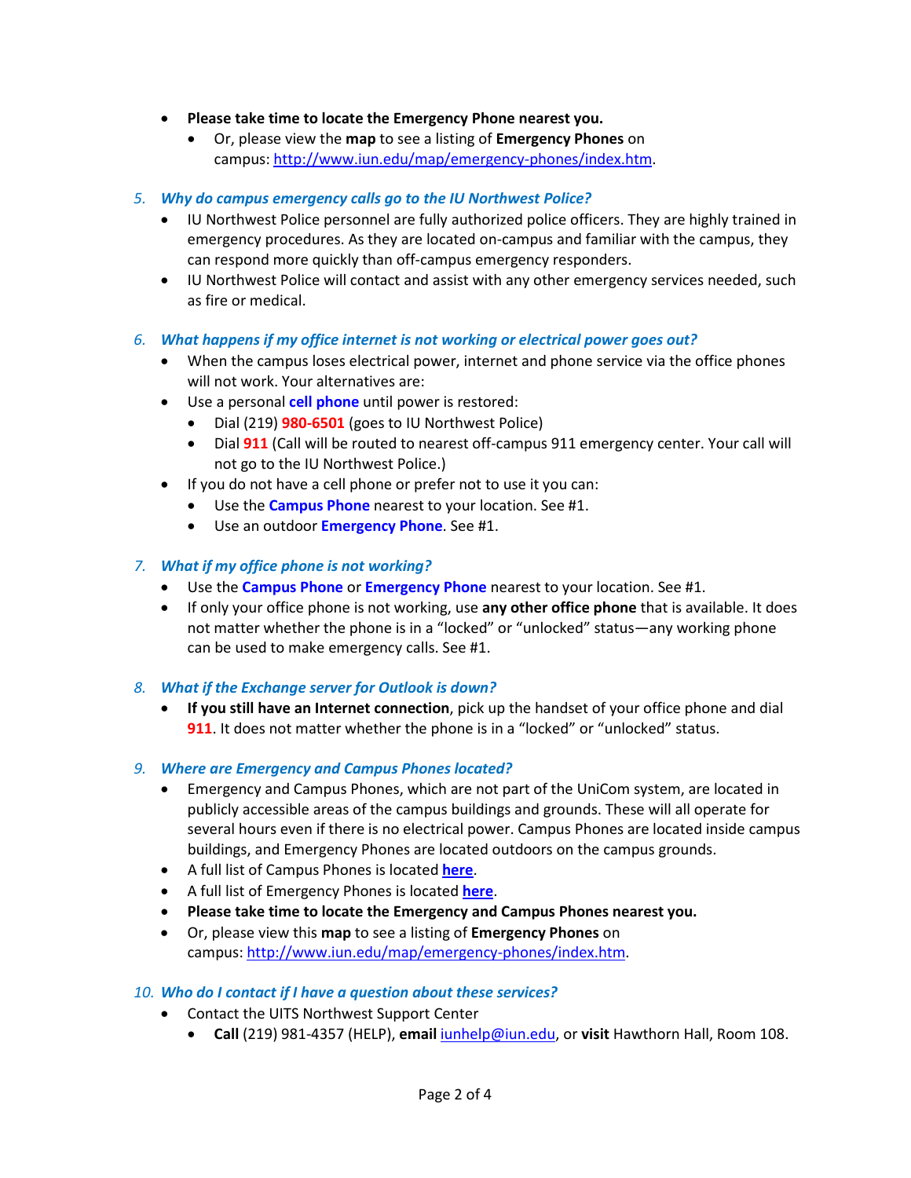- **Please take time to locate the Emergency Phone nearest you.**
  - Or, please view the **map** to see a listing of **Emergency Phones** on campus: [http://www.iun.edu/map/emergency-phones/index.htm](http://www.iun.edu/map/emergency-phones/index.htm).

### *5. Why do campus emergency calls go to the IU Northwest Police?*

- IU Northwest Police personnel are fully authorized police officers. They are highly trained in emergency procedures. As they are located on-campus and familiar with the campus, they can respond more quickly than off-campus emergency responders.
- IU Northwest Police will contact and assist with any other emergency services needed, such as fire or medical.

### *6. What happens if my office internet is not working or electrical power goes out?*

- When the campus loses electrical power, internet and phone service via the office phones will not work. Your alternatives are:
- Use a personal **cell phone** until power is restored:
  - Dial (219) **980-6501** (goes to IU Northwest Police)
  - Dial **911** (Call will be routed to nearest off-campus 911 emergency center. Your call will not go to the IU Northwest Police.)
- If you do not have a cell phone or prefer not to use it you can:
  - Use the **Campus Phone** nearest to your location. See #1.
  - Use an outdoor **Emergency Phone**. See #1.

### *7. What if my office phone is not working?*

- Use the **Campus Phone** or **Emergency Phone** nearest to your location. See #1.
- If only your office phone is not working, use **any other office phone** that is available. It does not matter whether the phone is in a "locked" or "unlocked" status—any working phone can be used to make emergency calls. See #1.

### *8. What if the Exchange server for Outlook is down?*

- **If you still have an Internet connection**, pick up the handset of your office phone and dial **911**. It does not matter whether the phone is in a "locked" or "unlocked" status.

### *9. Where are Emergency and Campus Phones located?*

- Emergency and Campus Phones, which are not part of the UniCom system, are located in publicly accessible areas of the campus buildings and grounds. These will all operate for several hours even if there is no electrical power. Campus Phones are located inside campus buildings, and Emergency Phones are located outdoors on the campus grounds.
- A full list of Campus Phones is located **here**.
- A full list of Emergency Phones is located **here**.
- **Please take time to locate the Emergency and Campus Phones nearest you.**
- Or, please view this **map** to see a listing of **Emergency Phones** on campus: [http://www.iun.edu/map/emergency-phones/index.htm](http://www.iun.edu/map/emergency-phones/index.htm).

### *10. Who do I contact if I have a question about these services?*

- Contact the UITS Northwest Support Center
  - **Call** (219) 981-4357 (HELP), **email** [iunhelp@iun.edu](mailto:iunhelp@iun.edu), or **visit** Hawthorn Hall, Room 108.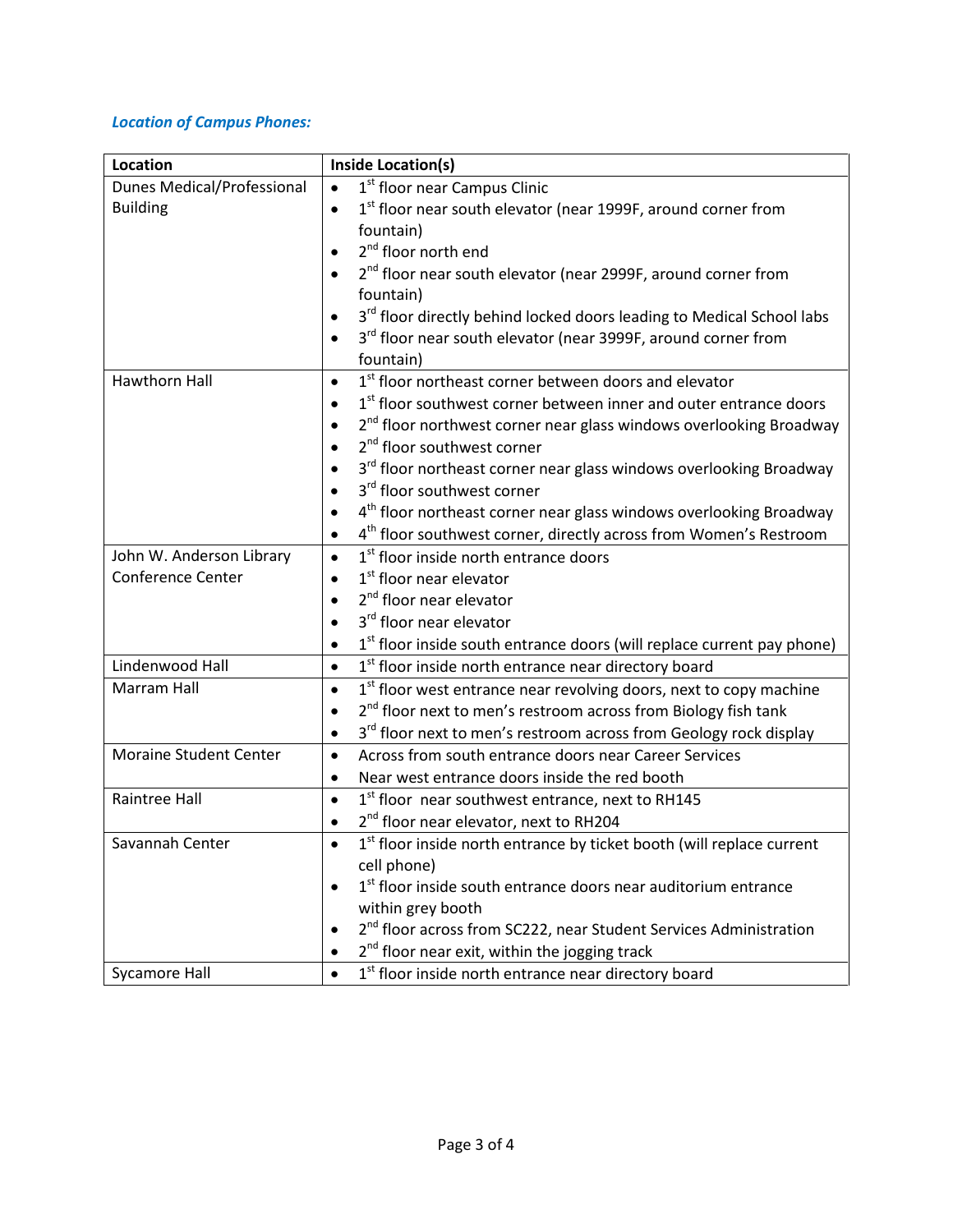***Location of Campus Phones:***

| Location | Inside Location(s) |
| --- | --- |
| Dunes Medical/Professional Building | • 1st floor near Campus Clinic<br>• 1st floor near south elevator (near 1999F, around corner from fountain)<br>• 2nd floor north end<br>• 2nd floor near south elevator (near 2999F, around corner from fountain)<br>• 3rd floor directly behind locked doors leading to Medical School labs<br>• 3rd floor near south elevator (near 3999F, around corner from fountain) |
| Hawthorn Hall | • 1st floor northeast corner between doors and elevator<br>• 1st floor southwest corner between inner and outer entrance doors<br>• 2nd floor northwest corner near glass windows overlooking Broadway<br>• 2nd floor southwest corner<br>• 3rd floor northeast corner near glass windows overlooking Broadway<br>• 3rd floor southwest corner<br>• 4th floor northeast corner near glass windows overlooking Broadway<br>• 4th floor southwest corner, directly across from Women's Restroom |
| John W. Anderson Library Conference Center | • 1st floor inside north entrance doors<br>• 1st floor near elevator<br>• 2nd floor near elevator<br>• 3rd floor near elevator<br>• 1st floor inside south entrance doors (will replace current pay phone) |
| Lindenwood Hall | • 1st floor inside north entrance near directory board |
| Marram Hall | • 1st floor west entrance near revolving doors, next to copy machine<br>• 2nd floor next to men's restroom across from Biology fish tank<br>• 3rd floor next to men's restroom across from Geology rock display |
| Moraine Student Center | • Across from south entrance doors near Career Services<br>• Near west entrance doors inside the red booth |
| Raintree Hall | • 1st floor near southwest entrance, next to RH145<br>• 2nd floor near elevator, next to RH204 |
| Savannah Center | • 1st floor inside north entrance by ticket booth (will replace current cell phone)<br>• 1st floor inside south entrance doors near auditorium entrance within grey booth<br>• 2nd floor across from SC222, near Student Services Administration<br>• 2nd floor near exit, within the jogging track |
| Sycamore Hall | • 1st floor inside north entrance near directory board |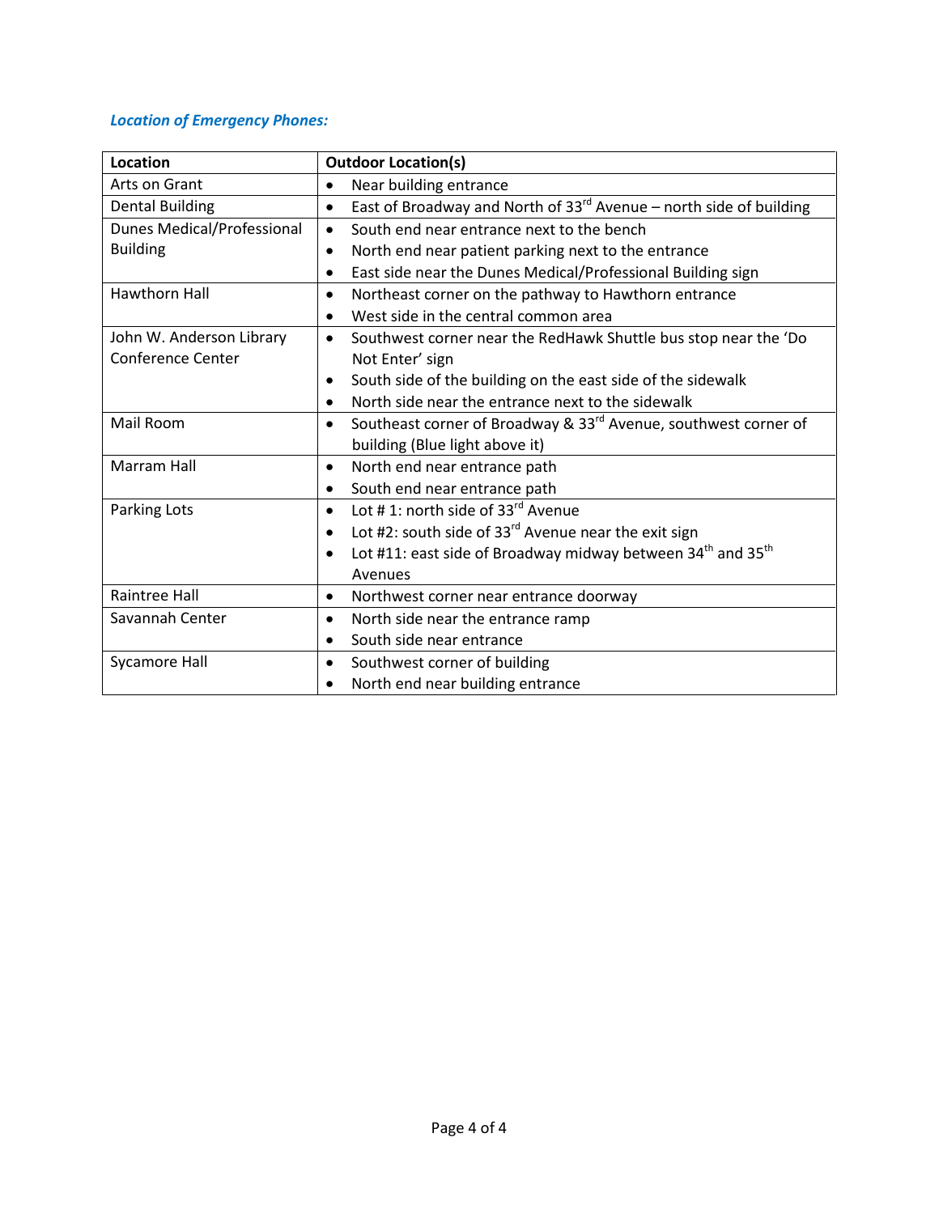***Location of Emergency Phones:***

| Location | Outdoor Location(s) |
|---|---|
| Arts on Grant | • Near building entrance |
| Dental Building | • East of Broadway and North of 33rd Avenue – north side of building |
| Dunes Medical/Professional Building | • South end near entrance next to the bench<br>• North end near patient parking next to the entrance<br>• East side near the Dunes Medical/Professional Building sign |
| Hawthorn Hall | • Northeast corner on the pathway to Hawthorn entrance<br>• West side in the central common area |
| John W. Anderson Library Conference Center | • Southwest corner near the RedHawk Shuttle bus stop near the 'Do Not Enter' sign<br>• South side of the building on the east side of the sidewalk<br>• North side near the entrance next to the sidewalk |
| Mail Room | • Southeast corner of Broadway & 33rd Avenue, southwest corner of building (Blue light above it) |
| Marram Hall | • North end near entrance path<br>• South end near entrance path |
| Parking Lots | • Lot # 1: north side of 33rd Avenue<br>• Lot #2: south side of 33rd Avenue near the exit sign<br>• Lot #11: east side of Broadway midway between 34th and 35th Avenues |
| Raintree Hall | • Northwest corner near entrance doorway |
| Savannah Center | • North side near the entrance ramp<br>• South side near entrance |
| Sycamore Hall | • Southwest corner of building<br>• North end near building entrance |